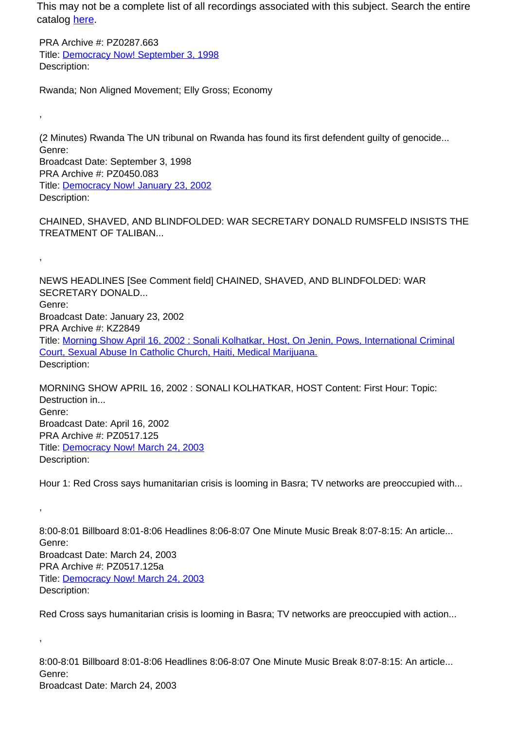This may not be a complete list of all recordings associated with this subject. Search the entire catalog [here](#).

PRA Archive #: PZ0287.663
Title: [Democracy Now! September 3, 1998](#)
Description:

Rwanda; Non Aligned Movement; Elly Gross; Economy

,

(2 Minutes) Rwanda The UN tribunal on Rwanda has found its first defendent guilty of genocide...
Genre:
Broadcast Date: September 3, 1998
PRA Archive #: PZ0450.083
Title: [Democracy Now! January 23, 2002](#)
Description:

CHAINED, SHAVED, AND BLINDFOLDED: WAR SECRETARY DONALD RUMSFELD INSISTS THE TREATMENT OF TALIBAN...

,

NEWS HEADLINES [See Comment field] CHAINED, SHAVED, AND BLINDFOLDED: WAR SECRETARY DONALD...
Genre:
Broadcast Date: January 23, 2002
PRA Archive #: KZ2849
Title: [Morning Show April 16, 2002 : Sonali Kolhatkar, Host, On Jenin, Pows, International Criminal Court, Sexual Abuse In Catholic Church, Haiti, Medical Marijuana.](#)
Description:

MORNING SHOW APRIL 16, 2002 : SONALI KOLHATKAR, HOST Content: First Hour: Topic: Destruction in...
Genre:
Broadcast Date: April 16, 2002
PRA Archive #: PZ0517.125
Title: [Democracy Now! March 24, 2003](#)
Description:

Hour 1: Red Cross says humanitarian crisis is looming in Basra; TV networks are preoccupied with...

,

8:00-8:01 Billboard 8:01-8:06 Headlines 8:06-8:07 One Minute Music Break 8:07-8:15: An article...
Genre:
Broadcast Date: March 24, 2003
PRA Archive #: PZ0517.125a
Title: [Democracy Now! March 24, 2003](#)
Description:

Red Cross says humanitarian crisis is looming in Basra; TV networks are preoccupied with action...

,

8:00-8:01 Billboard 8:01-8:06 Headlines 8:06-8:07 One Minute Music Break 8:07-8:15: An article...
Genre:
Broadcast Date: March 24, 2003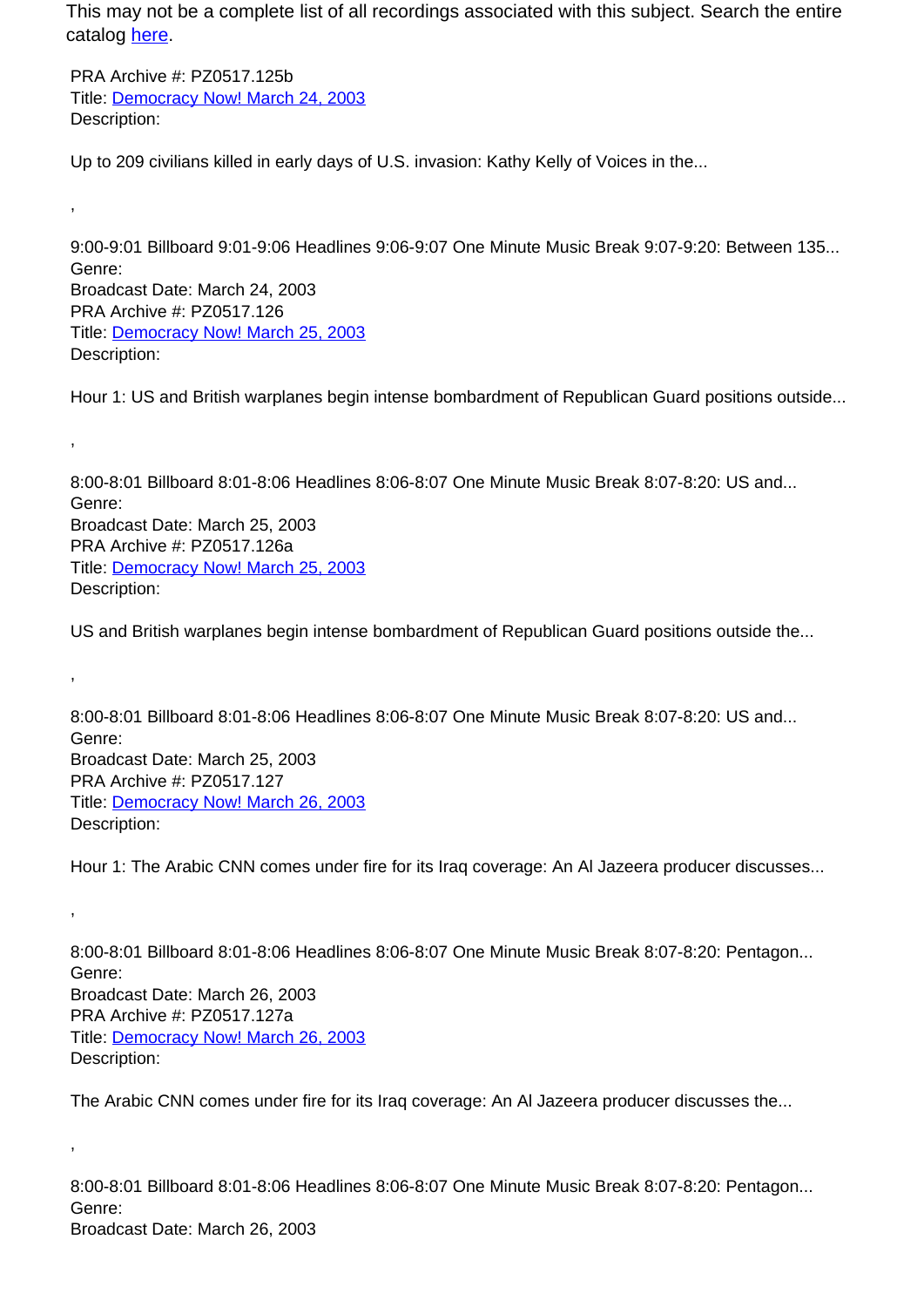This may not be a complete list of all recordings associated with this subject. Search the entire catalog [here](#).

PRA Archive #: PZ0517.125b
Title: [Democracy Now! March 24, 2003](#)
Description:

Up to 209 civilians killed in early days of U.S. invasion: Kathy Kelly of Voices in the...

,

9:00-9:01 Billboard 9:01-9:06 Headlines 9:06-9:07 One Minute Music Break 9:07-9:20: Between 135...
Genre:
Broadcast Date: March 24, 2003
PRA Archive #: PZ0517.126
Title: [Democracy Now! March 25, 2003](#)
Description:

Hour 1: US and British warplanes begin intense bombardment of Republican Guard positions outside...

,

8:00-8:01 Billboard 8:01-8:06 Headlines 8:06-8:07 One Minute Music Break 8:07-8:20: US and...
Genre:
Broadcast Date: March 25, 2003
PRA Archive #: PZ0517.126a
Title: [Democracy Now! March 25, 2003](#)
Description:

US and British warplanes begin intense bombardment of Republican Guard positions outside the...

,

8:00-8:01 Billboard 8:01-8:06 Headlines 8:06-8:07 One Minute Music Break 8:07-8:20: US and...
Genre:
Broadcast Date: March 25, 2003
PRA Archive #: PZ0517.127
Title: [Democracy Now! March 26, 2003](#)
Description:

Hour 1: The Arabic CNN comes under fire for its Iraq coverage: An Al Jazeera producer discusses...

,

8:00-8:01 Billboard 8:01-8:06 Headlines 8:06-8:07 One Minute Music Break 8:07-8:20: Pentagon...
Genre:
Broadcast Date: March 26, 2003
PRA Archive #: PZ0517.127a
Title: [Democracy Now! March 26, 2003](#)
Description:

The Arabic CNN comes under fire for its Iraq coverage: An Al Jazeera producer discusses the...

,

8:00-8:01 Billboard 8:01-8:06 Headlines 8:06-8:07 One Minute Music Break 8:07-8:20: Pentagon...
Genre:
Broadcast Date: March 26, 2003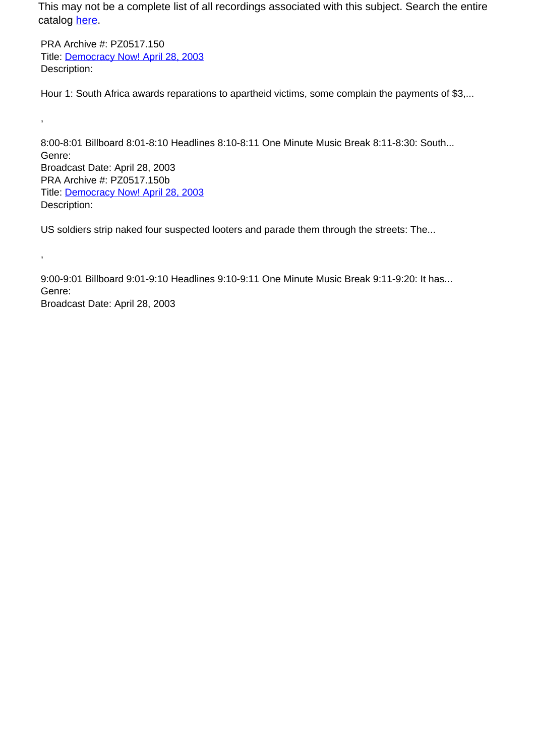This may not be a complete list of all recordings associated with this subject. Search the entire catalog here.

PRA Archive #: PZ0517.150
Title: Democracy Now! April 28, 2003
Description:

Hour 1: South Africa awards reparations to apartheid victims, some complain the payments of $3,...

,

8:00-8:01 Billboard 8:01-8:10 Headlines 8:10-8:11 One Minute Music Break 8:11-8:30: South...
Genre:
Broadcast Date: April 28, 2003
PRA Archive #: PZ0517.150b
Title: Democracy Now! April 28, 2003
Description:

US soldiers strip naked four suspected looters and parade them through the streets: The...

,

9:00-9:01 Billboard 9:01-9:10 Headlines 9:10-9:11 One Minute Music Break 9:11-9:20: It has...
Genre:
Broadcast Date: April 28, 2003